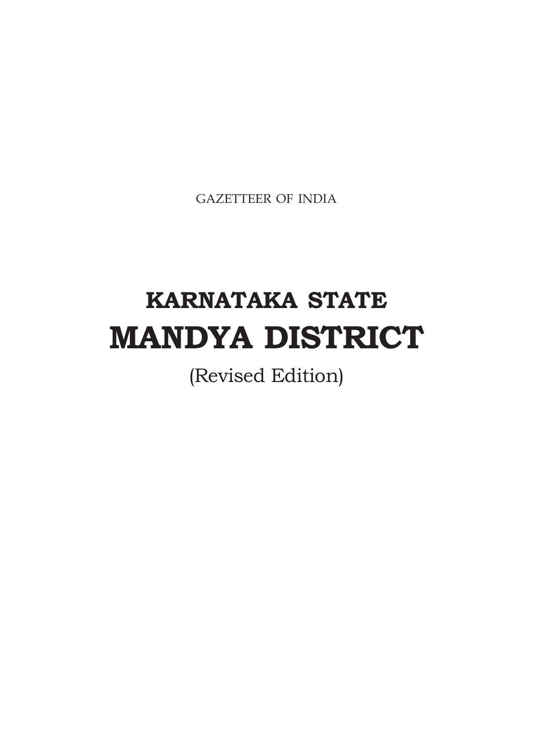GAZETTEER OF INDIA

# KARNATAKA STATE
# MANDYA DISTRICT

(Revised Edition)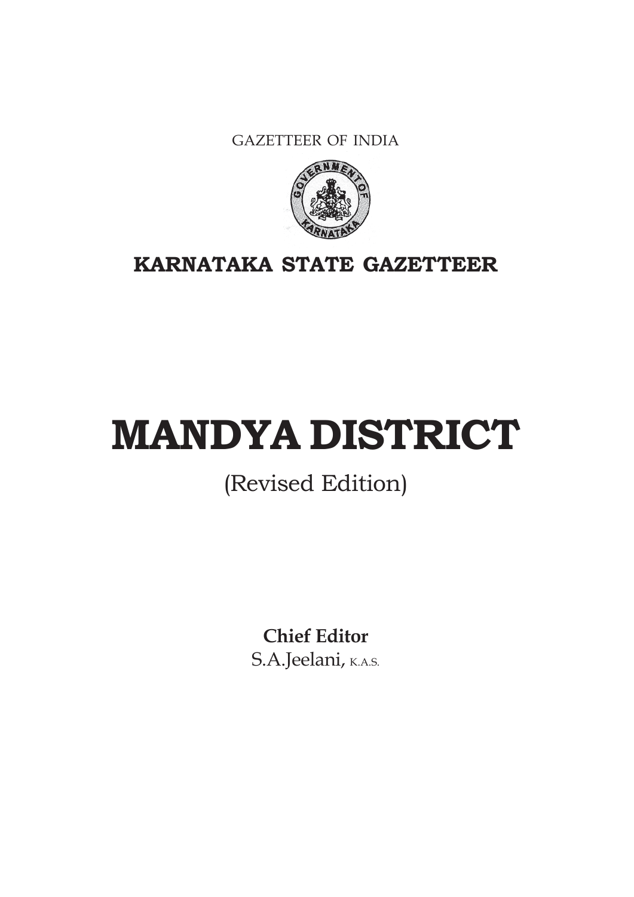GAZETTEER OF INDIA

**KARNATAKA STATE GAZETTEER**

# MANDYA DISTRICT

(Revised Edition)

**Chief Editor**
S.A.Jeelani, K.A.S.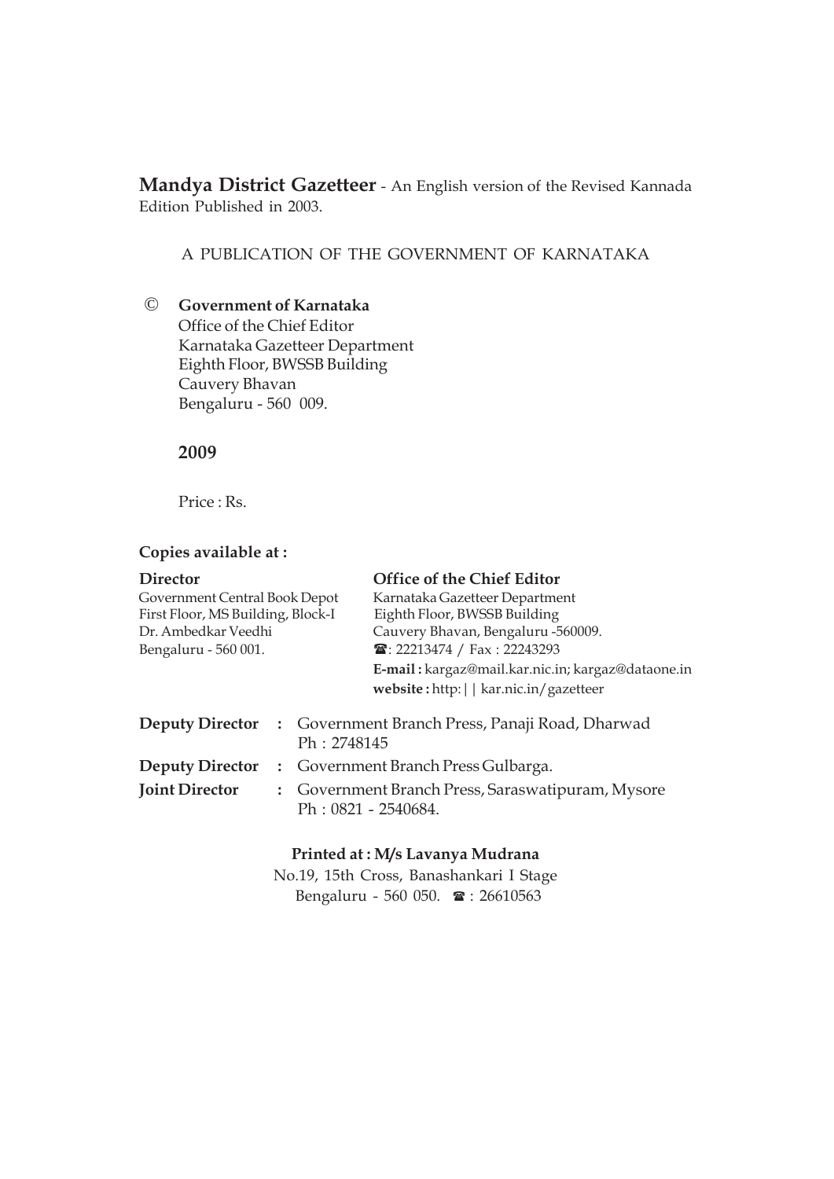**Mandya District Gazetteer** - An English version of the Revised Kannada Edition Published in 2003.

A PUBLICATION OF THE GOVERNMENT OF KARNATAKA

© **Government of Karnataka**
Office of the Chief Editor
Karnataka Gazetteer Department
Eighth Floor, BWSSB Building
Cauvery Bhavan
Bengaluru - 560 009.

**2009**

Price : Rs.

**Copies available at :**

**Director**
Government Central Book Depot
First Floor, MS Building, Block-I
Dr. Ambedkar Veedhi
Bengaluru - 560 001.

**Office of the Chief Editor**
Karnataka Gazetteer Department
Eighth Floor, BWSSB Building
Cauvery Bhavan, Bengaluru -560009.
☎: 22213474 / Fax : 22243293
**E-mail :** kargaz@mail.kar.nic.in; kargaz@dataone.in
**website :** http:|| kar.nic.in/gazetteer

**Deputy Director** : Government Branch Press, Panaji Road, Dharwad Ph : 2748145

**Deputy Director** : Government Branch Press Gulbarga.

**Joint Director** : Government Branch Press, Saraswatipuram, Mysore Ph : 0821 - 2540684.

**Printed at : M/s Lavanya Mudrana**
No.19, 15th Cross, Banashankari I Stage
Bengaluru - 560 050. ☎ : 26610563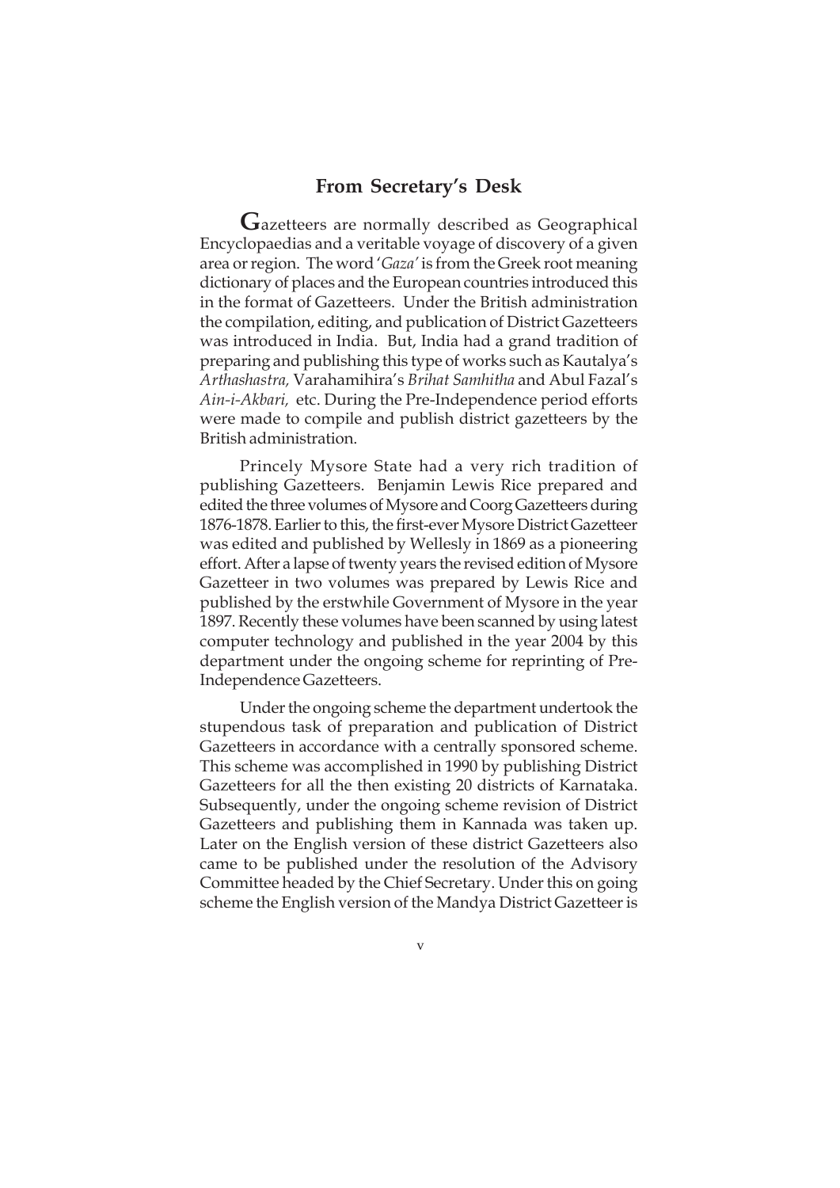## From Secretary's Desk

**G**azetteers are normally described as Geographical Encyclopaedias and a veritable voyage of discovery of a given area or region. The word '*Gaza'* is from the Greek root meaning dictionary of places and the European countries introduced this in the format of Gazetteers. Under the British administration the compilation, editing, and publication of District Gazetteers was introduced in India. But, India had a grand tradition of preparing and publishing this type of works such as Kautalya's *Arthashastra,* Varahamihira's *Brihat Samhitha* and Abul Fazal's *Ain-i-Akbari,* etc. During the Pre-Independence period efforts were made to compile and publish district gazetteers by the British administration.

Princely Mysore State had a very rich tradition of publishing Gazetteers. Benjamin Lewis Rice prepared and edited the three volumes of Mysore and Coorg Gazetteers during 1876-1878. Earlier to this, the first-ever Mysore District Gazetteer was edited and published by Wellesly in 1869 as a pioneering effort. After a lapse of twenty years the revised edition of Mysore Gazetteer in two volumes was prepared by Lewis Rice and published by the erstwhile Government of Mysore in the year 1897. Recently these volumes have been scanned by using latest computer technology and published in the year 2004 by this department under the ongoing scheme for reprinting of Pre-Independence Gazetteers.

Under the ongoing scheme the department undertook the stupendous task of preparation and publication of District Gazetteers in accordance with a centrally sponsored scheme. This scheme was accomplished in 1990 by publishing District Gazetteers for all the then existing 20 districts of Karnataka. Subsequently, under the ongoing scheme revision of District Gazetteers and publishing them in Kannada was taken up. Later on the English version of these district Gazetteers also came to be published under the resolution of the Advisory Committee headed by the Chief Secretary. Under this on going scheme the English version of the Mandya District Gazetteer is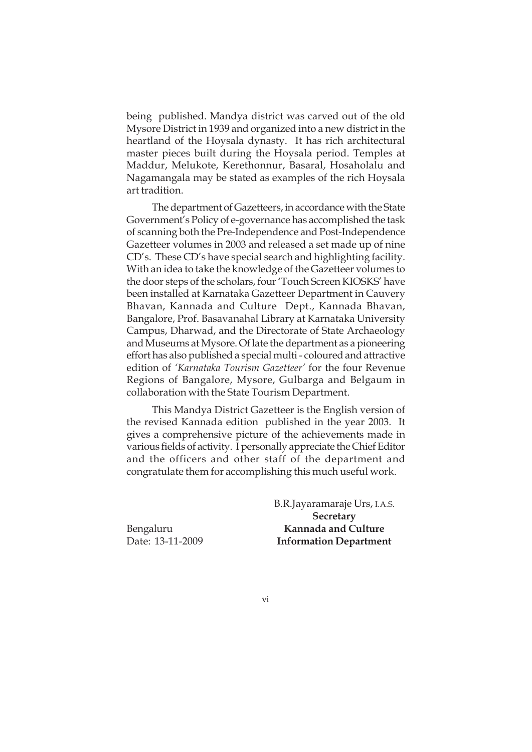being published. Mandya district was carved out of the old Mysore District in 1939 and organized into a new district in the heartland of the Hoysala dynasty. It has rich architectural master pieces built during the Hoysala period. Temples at Maddur, Melukote, Kerethonnur, Basaral, Hosaholalu and Nagamangala may be stated as examples of the rich Hoysala art tradition.

The department of Gazetteers, in accordance with the State Government's Policy of e-governance has accomplished the task of scanning both the Pre-Independence and Post-Independence Gazetteer volumes in 2003 and released a set made up of nine CD's. These CD's have special search and highlighting facility. With an idea to take the knowledge of the Gazetteer volumes to the door steps of the scholars, four 'Touch Screen KIOSKS' have been installed at Karnataka Gazetteer Department in Cauvery Bhavan, Kannada and Culture Dept., Kannada Bhavan, Bangalore, Prof. Basavanahal Library at Karnataka University Campus, Dharwad, and the Directorate of State Archaeology and Museums at Mysore. Of late the department as a pioneering effort has also published a special multi - coloured and attractive edition of '*Karnataka Tourism Gazetteer*' for the four Revenue Regions of Bangalore, Mysore, Gulbarga and Belgaum in collaboration with the State Tourism Department.

This Mandya District Gazetteer is the English version of the revised Kannada edition published in the year 2003. It gives a comprehensive picture of the achievements made in various fields of activity. I personally appreciate the Chief Editor and the officers and other staff of the department and congratulate them for accomplishing this much useful work.

B.R.Jayaramaraje Urs, I.A.S.
**Secretary**
**Kannada and Culture**
**Information Department**

Bengaluru
Date: 13-11-2009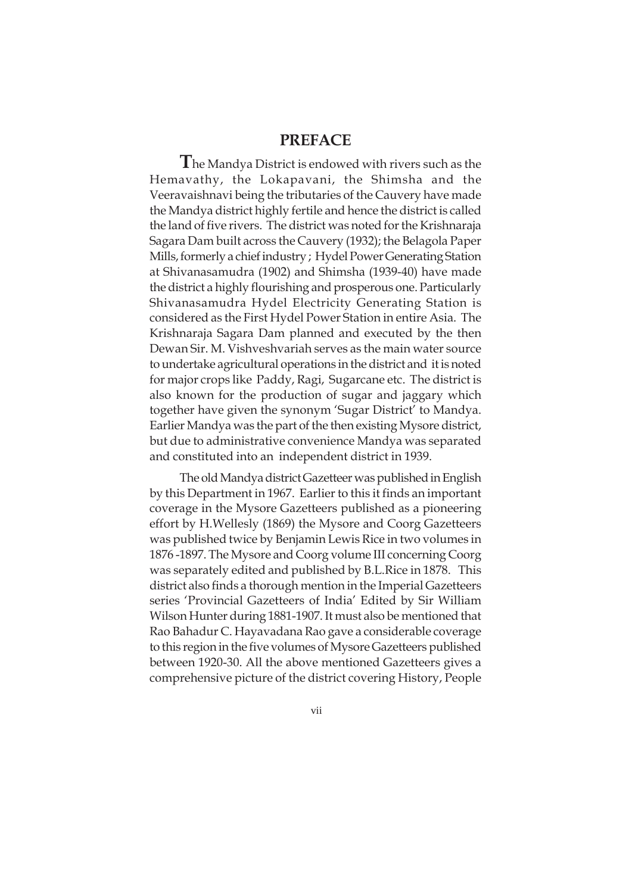# PREFACE

**T**he Mandya District is endowed with rivers such as the Hemavathy, the Lokapavani, the Shimsha and the Veeravaishnavi being the tributaries of the Cauvery have made the Mandya district highly fertile and hence the district is called the land of five rivers. The district was noted for the Krishnaraja Sagara Dam built across the Cauvery (1932); the Belagola Paper Mills, formerly a chief industry ; Hydel Power Generating Station at Shivanasamudra (1902) and Shimsha (1939-40) have made the district a highly flourishing and prosperous one. Particularly Shivanasamudra Hydel Electricity Generating Station is considered as the First Hydel Power Station in entire Asia. The Krishnaraja Sagara Dam planned and executed by the then Dewan Sir. M. Vishveshvariah serves as the main water source to undertake agricultural operations in the district and it is noted for major crops like Paddy, Ragi, Sugarcane etc. The district is also known for the production of sugar and jaggary which together have given the synonym 'Sugar District' to Mandya. Earlier Mandya was the part of the then existing Mysore district, but due to administrative convenience Mandya was separated and constituted into an independent district in 1939.

The old Mandya district Gazetteer was published in English by this Department in 1967. Earlier to this it finds an important coverage in the Mysore Gazetteers published as a pioneering effort by H.Wellesly (1869) the Mysore and Coorg Gazetteers was published twice by Benjamin Lewis Rice in two volumes in 1876 -1897. The Mysore and Coorg volume III concerning Coorg was separately edited and published by B.L.Rice in 1878. This district also finds a thorough mention in the Imperial Gazetteers series 'Provincial Gazetteers of India' Edited by Sir William Wilson Hunter during 1881-1907. It must also be mentioned that Rao Bahadur C. Hayavadana Rao gave a considerable coverage to this region in the five volumes of Mysore Gazetteers published between 1920-30. All the above mentioned Gazetteers gives a comprehensive picture of the district covering History, People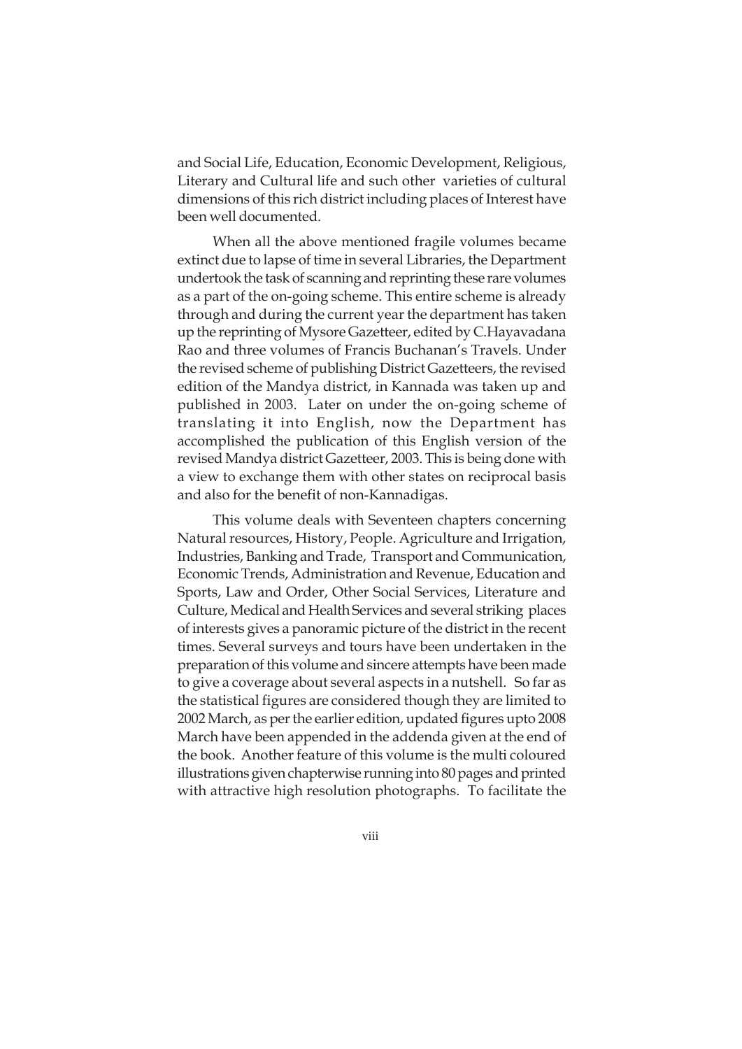and Social Life, Education, Economic Development, Religious, Literary and Cultural life and such other varieties of cultural dimensions of this rich district including places of Interest have been well documented.

When all the above mentioned fragile volumes became extinct due to lapse of time in several Libraries, the Department undertook the task of scanning and reprinting these rare volumes as a part of the on-going scheme. This entire scheme is already through and during the current year the department has taken up the reprinting of Mysore Gazetteer, edited by C.Hayavadana Rao and three volumes of Francis Buchanan's Travels. Under the revised scheme of publishing District Gazetteers, the revised edition of the Mandya district, in Kannada was taken up and published in 2003. Later on under the on-going scheme of translating it into English, now the Department has accomplished the publication of this English version of the revised Mandya district Gazetteer, 2003. This is being done with a view to exchange them with other states on reciprocal basis and also for the benefit of non-Kannadigas.

This volume deals with Seventeen chapters concerning Natural resources, History, People. Agriculture and Irrigation, Industries, Banking and Trade, Transport and Communication, Economic Trends, Administration and Revenue, Education and Sports, Law and Order, Other Social Services, Literature and Culture, Medical and Health Services and several striking places of interests gives a panoramic picture of the district in the recent times. Several surveys and tours have been undertaken in the preparation of this volume and sincere attempts have been made to give a coverage about several aspects in a nutshell. So far as the statistical figures are considered though they are limited to 2002 March, as per the earlier edition, updated figures upto 2008 March have been appended in the addenda given at the end of the book. Another feature of this volume is the multi coloured illustrations given chapterwise running into 80 pages and printed with attractive high resolution photographs. To facilitate the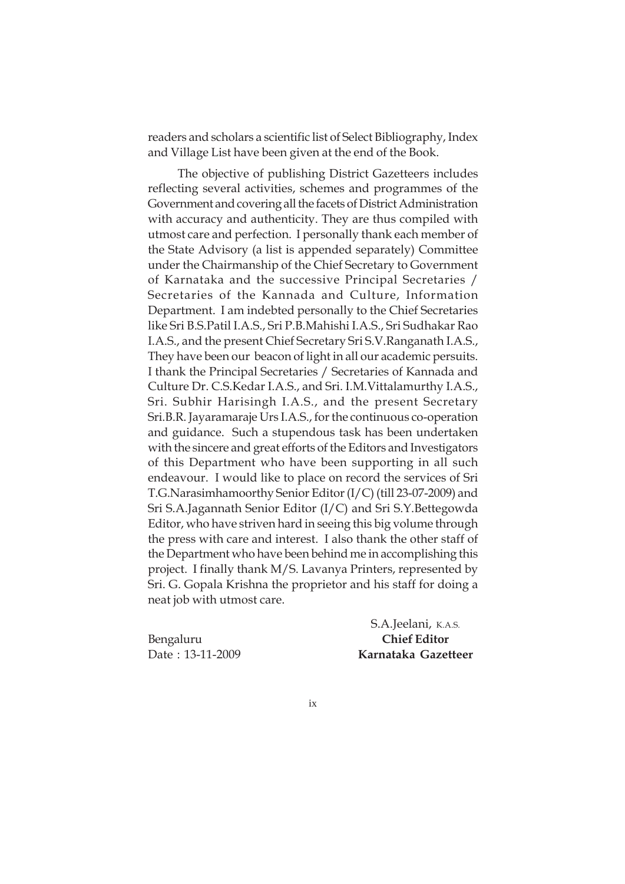readers and scholars a scientific list of Select Bibliography, Index and Village List have been given at the end of the Book.

The objective of publishing District Gazetteers includes reflecting several activities, schemes and programmes of the Government and covering all the facets of District Administration with accuracy and authenticity. They are thus compiled with utmost care and perfection. I personally thank each member of the State Advisory (a list is appended separately) Committee under the Chairmanship of the Chief Secretary to Government of Karnataka and the successive Principal Secretaries / Secretaries of the Kannada and Culture, Information Department. I am indebted personally to the Chief Secretaries like Sri B.S.Patil I.A.S., Sri P.B.Mahishi I.A.S., Sri Sudhakar Rao I.A.S., and the present Chief Secretary Sri S.V.Ranganath I.A.S., They have been our beacon of light in all our academic persuits. I thank the Principal Secretaries / Secretaries of Kannada and Culture Dr. C.S.Kedar I.A.S., and Sri. I.M.Vittalamurthy I.A.S., Sri. Subhir Harisingh I.A.S., and the present Secretary Sri.B.R. Jayaramaraje Urs I.A.S., for the continuous co-operation and guidance. Such a stupendous task has been undertaken with the sincere and great efforts of the Editors and Investigators of this Department who have been supporting in all such endeavour. I would like to place on record the services of Sri T.G.Narasimhamoorthy Senior Editor (I/C) (till 23-07-2009) and Sri S.A.Jagannath Senior Editor (I/C) and Sri S.Y.Bettegowda Editor, who have striven hard in seeing this big volume through the press with care and interest. I also thank the other staff of the Department who have been behind me in accomplishing this project. I finally thank M/S. Lavanya Printers, represented by Sri. G. Gopala Krishna the proprietor and his staff for doing a neat job with utmost care.

S.A.Jeelani, K.A.S.
**Chief Editor**
**Karnataka Gazetteer**

Bengaluru
Date : 13-11-2009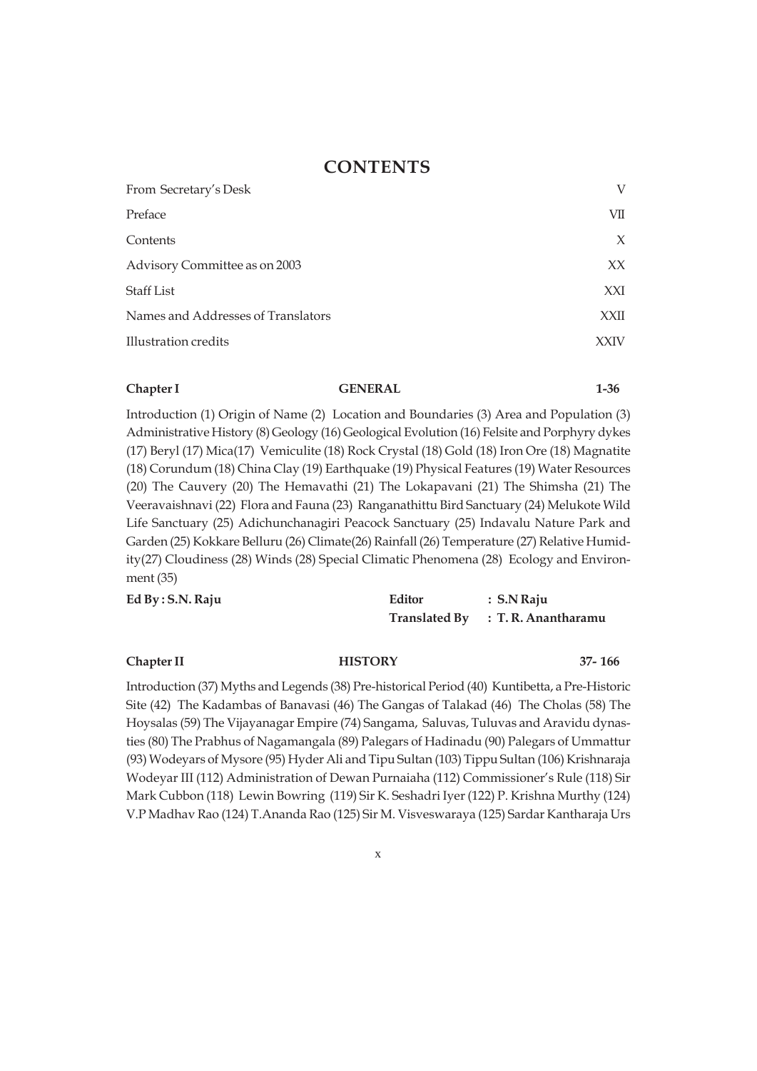# CONTENTS

| | |
|---|---|
| From Secretary's Desk | V |
| Preface | VII |
| Contents | X |
| Advisory Committee as on 2003 | XX |
| Staff List | XXI |
| Names and Addresses of Translators | XXII |
| Illustration credits | XXIV |

**Chapter I** **GENERAL** **1-36**

Introduction (1) Origin of Name (2) Location and Boundaries (3) Area and Population (3) Administrative History (8) Geology (16) Geological Evolution (16) Felsite and Porphyry dykes (17) Beryl (17) Mica(17) Vemiculite (18) Rock Crystal (18) Gold (18) Iron Ore (18) Magnatite (18) Corundum (18) China Clay (19) Earthquake (19) Physical Features (19) Water Resources (20) The Cauvery (20) The Hemavathi (21) The Lokapavani (21) The Shimsha (21) The Veeravaishnavi (22) Flora and Fauna (23) Ranganathittu Bird Sanctuary (24) Melukote Wild Life Sanctuary (25) Adichunchanagiri Peacock Sanctuary (25) Indavalu Nature Park and Garden (25) Kokkare Belluru (26) Climate(26) Rainfall (26) Temperature (27) Relative Humidity(27) Cloudiness (28) Winds (28) Special Climatic Phenomena (28) Ecology and Environment (35)

**Ed By : S.N. Raju** **Editor : S.N Raju**
**Translated By : T. R. Anantharamu**

**Chapter II** **HISTORY** **37- 166**

Introduction (37) Myths and Legends (38) Pre-historical Period (40) Kuntibetta, a Pre-Historic Site (42) The Kadambas of Banavasi (46) The Gangas of Talakad (46) The Cholas (58) The Hoysalas (59) The Vijayanagar Empire (74) Sangama, Saluvas, Tuluvas and Aravidu dynasties (80) The Prabhus of Nagamangala (89) Palegars of Hadinadu (90) Palegars of Ummattur (93) Wodeyars of Mysore (95) Hyder Ali and Tipu Sultan (103) Tippu Sultan (106) Krishnaraja Wodeyar III (112) Administration of Dewan Purnaiaha (112) Commissioner's Rule (118) Sir Mark Cubbon (118) Lewin Bowring (119) Sir K. Seshadri Iyer (122) P. Krishna Murthy (124) V.P Madhav Rao (124) T.Ananda Rao (125) Sir M. Visveswaraya (125) Sardar Kantharaja Urs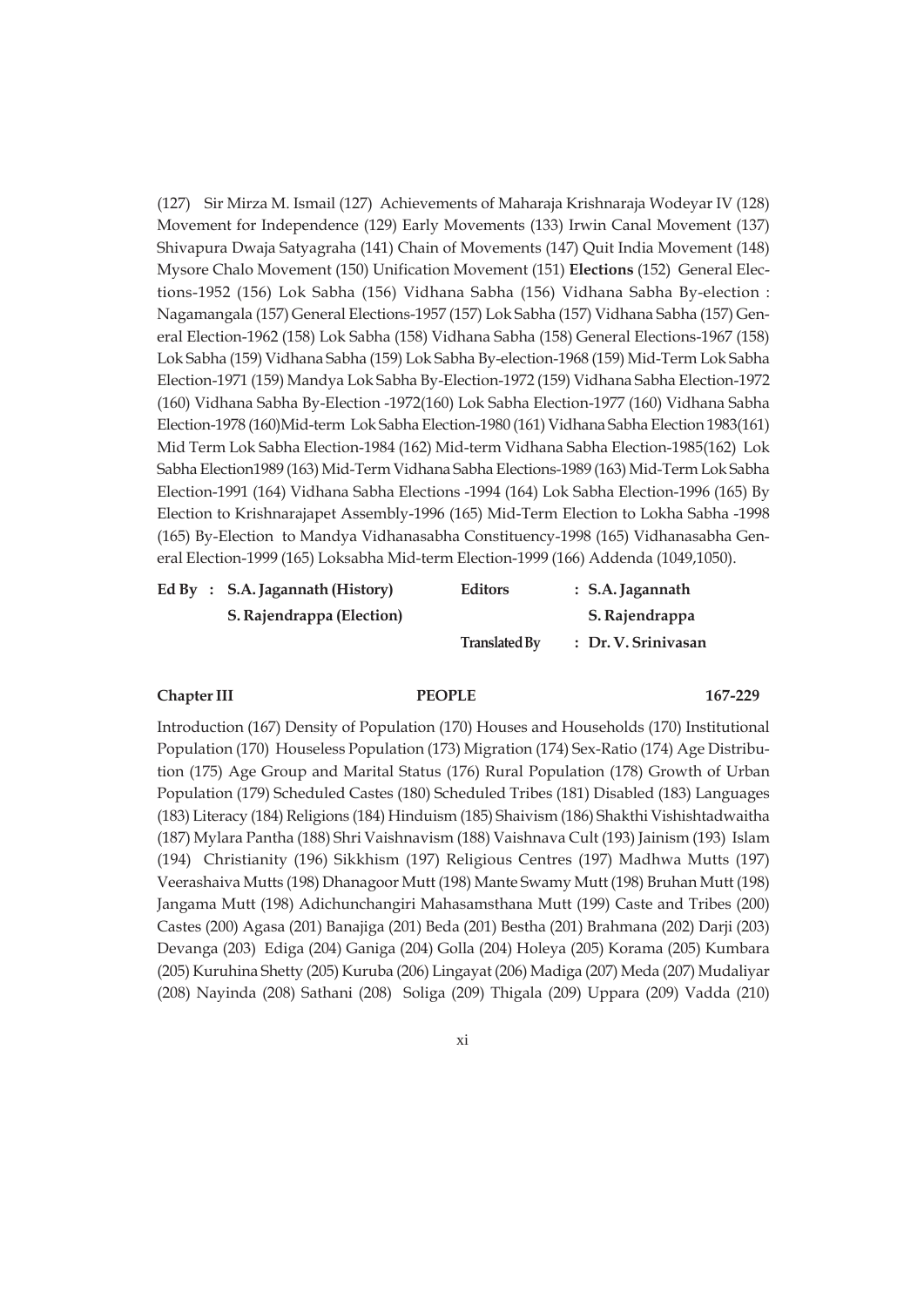(127) Sir Mirza M. Ismail (127) Achievements of Maharaja Krishnaraja Wodeyar IV (128) Movement for Independence (129) Early Movements (133) Irwin Canal Movement (137) Shivapura Dwaja Satyagraha (141) Chain of Movements (147) Quit India Movement (148) Mysore Chalo Movement (150) Unification Movement (151) **Elections** (152) General Elections-1952 (156) Lok Sabha (156) Vidhana Sabha (156) Vidhana Sabha By-election : Nagamangala (157) General Elections-1957 (157) Lok Sabha (157) Vidhana Sabha (157) General Election-1962 (158) Lok Sabha (158) Vidhana Sabha (158) General Elections-1967 (158) Lok Sabha (159) Vidhana Sabha (159) Lok Sabha By-election-1968 (159) Mid-Term Lok Sabha Election-1971 (159) Mandya Lok Sabha By-Election-1972 (159) Vidhana Sabha Election-1972 (160) Vidhana Sabha By-Election -1972(160) Lok Sabha Election-1977 (160) Vidhana Sabha Election-1978 (160)Mid-term Lok Sabha Election-1980 (161) Vidhana Sabha Election 1983(161) Mid Term Lok Sabha Election-1984 (162) Mid-term Vidhana Sabha Election-1985(162) Lok Sabha Election1989 (163) Mid-Term Vidhana Sabha Elections-1989 (163) Mid-Term Lok Sabha Election-1991 (164) Vidhana Sabha Elections -1994 (164) Lok Sabha Election-1996 (165) By Election to Krishnarajapet Assembly-1996 (165) Mid-Term Election to Lokha Sabha -1998 (165) By-Election to Mandya Vidhanasabha Constituency-1998 (165) Vidhanasabha General Election-1999 (165) Loksabha Mid-term Election-1999 (166) Addenda (1049,1050).

**Ed By : S.A. Jagannath (History)**
**S. Rajendrappa (Election)**

**Editors : S.A. Jagannath**
**S. Rajendrappa**

**Translated By : Dr. V. Srinivasan**

**Chapter III PEOPLE 167-229**

Introduction (167) Density of Population (170) Houses and Households (170) Institutional Population (170) Houseless Population (173) Migration (174) Sex-Ratio (174) Age Distribution (175) Age Group and Marital Status (176) Rural Population (178) Growth of Urban Population (179) Scheduled Castes (180) Scheduled Tribes (181) Disabled (183) Languages (183) Literacy (184) Religions (184) Hinduism (185) Shaivism (186) Shakthi Vishishtadwaitha (187) Mylara Pantha (188) Shri Vaishnavism (188) Vaishnava Cult (193) Jainism (193) Islam (194) Christianity (196) Sikkhism (197) Religious Centres (197) Madhwa Mutts (197) Veerashaiva Mutts (198) Dhanagoor Mutt (198) Mante Swamy Mutt (198) Bruhan Mutt (198) Jangama Mutt (198) Adichunchangiri Mahasamsthana Mutt (199) Caste and Tribes (200) Castes (200) Agasa (201) Banajiga (201) Beda (201) Bestha (201) Brahmana (202) Darji (203) Devanga (203) Ediga (204) Ganiga (204) Golla (204) Holeya (205) Korama (205) Kumbara (205) Kuruhina Shetty (205) Kuruba (206) Lingayat (206) Madiga (207) Meda (207) Mudaliyar (208) Nayinda (208) Sathani (208) Soliga (209) Thigala (209) Uppara (209) Vadda (210)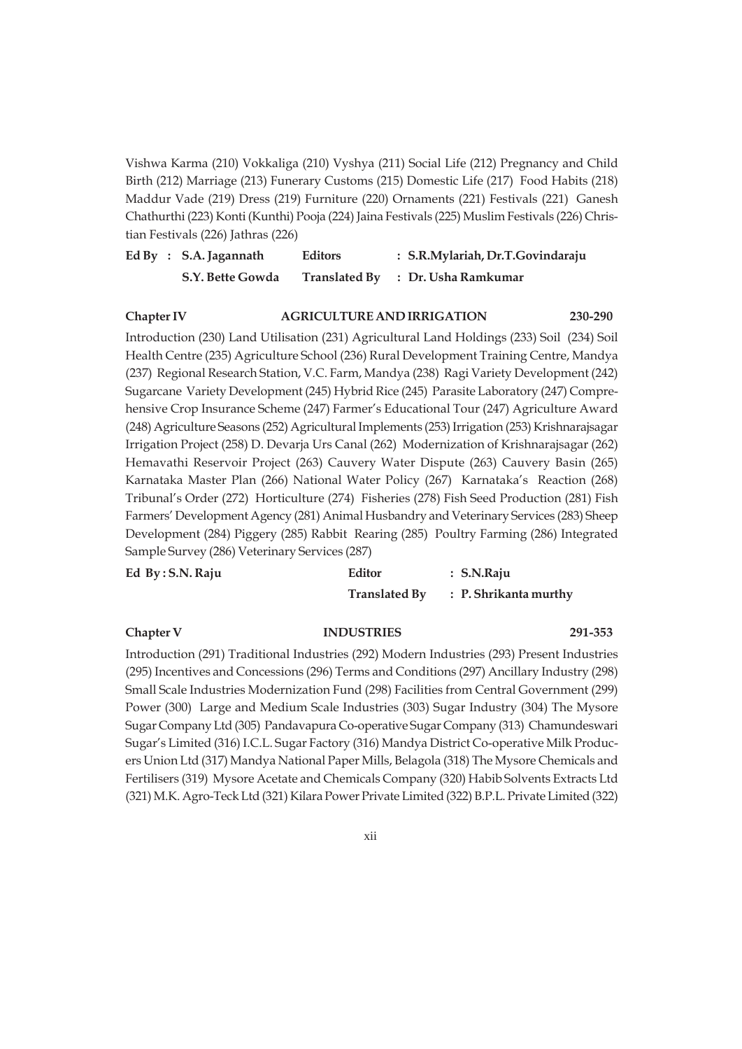Vishwa Karma (210) Vokkaliga (210) Vyshya (211) Social Life (212) Pregnancy and Child Birth (212) Marriage (213) Funerary Customs (215) Domestic Life (217) Food Habits (218) Maddur Vade (219) Dress (219) Furniture (220) Ornaments (221) Festivals (221) Ganesh Chathurthi (223) Konti (Kunthi) Pooja (224) Jaina Festivals (225) Muslim Festivals (226) Christian Festivals (226) Jathras (226)

| **Ed By : S.A. Jagannath** | **Editors** | **: S.R.Mylariah, Dr.T.Govindaraju** |
|---|---|---|
| **S.Y. Bette Gowda** | **Translated By** | **: Dr. Usha Ramkumar** |

**Chapter IV — AGRICULTURE AND IRRIGATION — 230-290**

Introduction (230) Land Utilisation (231) Agricultural Land Holdings (233) Soil (234) Soil Health Centre (235) Agriculture School (236) Rural Development Training Centre, Mandya (237) Regional Research Station, V.C. Farm, Mandya (238) Ragi Variety Development (242) Sugarcane Variety Development (245) Hybrid Rice (245) Parasite Laboratory (247) Comprehensive Crop Insurance Scheme (247) Farmer's Educational Tour (247) Agriculture Award (248) Agriculture Seasons (252) Agricultural Implements (253) Irrigation (253) Krishnarajsagar Irrigation Project (258) D. Devarja Urs Canal (262) Modernization of Krishnarajsagar (262) Hemavathi Reservoir Project (263) Cauvery Water Dispute (263) Cauvery Basin (265) Karnataka Master Plan (266) National Water Policy (267) Karnataka's Reaction (268) Tribunal's Order (272) Horticulture (274) Fisheries (278) Fish Seed Production (281) Fish Farmers' Development Agency (281) Animal Husbandry and Veterinary Services (283) Sheep Development (284) Piggery (285) Rabbit Rearing (285) Poultry Farming (286) Integrated Sample Survey (286) Veterinary Services (287)

| **Ed By : S.N. Raju** | **Editor** | **: S.N.Raju** |
|---|---|---|
| | **Translated By** | **: P. Shrikanta murthy** |

**Chapter V — INDUSTRIES — 291-353**

Introduction (291) Traditional Industries (292) Modern Industries (293) Present Industries (295) Incentives and Concessions (296) Terms and Conditions (297) Ancillary Industry (298) Small Scale Industries Modernization Fund (298) Facilities from Central Government (299) Power (300) Large and Medium Scale Industries (303) Sugar Industry (304) The Mysore Sugar Company Ltd (305) Pandavapura Co-operative Sugar Company (313) Chamundeswari Sugar's Limited (316) I.C.L. Sugar Factory (316) Mandya District Co-operative Milk Producers Union Ltd (317) Mandya National Paper Mills, Belagola (318) The Mysore Chemicals and Fertilisers (319) Mysore Acetate and Chemicals Company (320) Habib Solvents Extracts Ltd (321) M.K. Agro-Teck Ltd (321) Kilara Power Private Limited (322) B.P.L. Private Limited (322)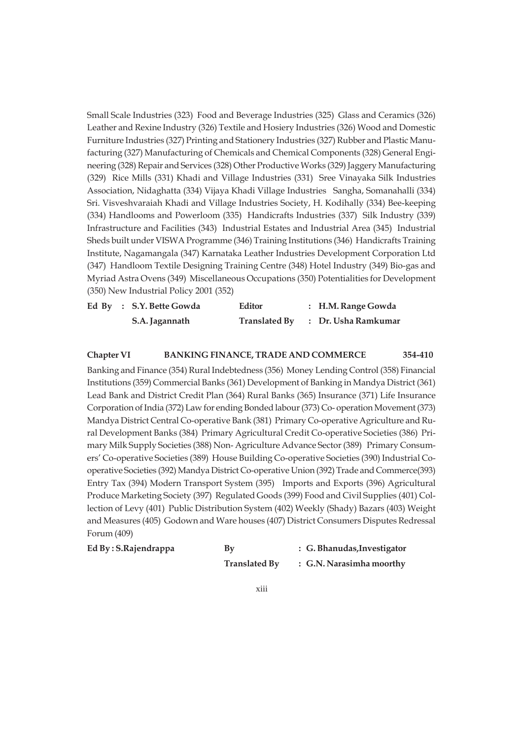Small Scale Industries (323) Food and Beverage Industries (325) Glass and Ceramics (326) Leather and Rexine Industry (326) Textile and Hosiery Industries (326) Wood and Domestic Furniture Industries (327) Printing and Stationery Industries (327) Rubber and Plastic Manufacturing (327) Manufacturing of Chemicals and Chemical Components (328) General Engineering (328) Repair and Services (328) Other Productive Works (329) Jaggery Manufacturing (329) Rice Mills (331) Khadi and Village Industries (331) Sree Vinayaka Silk Industries Association, Nidaghatta (334) Vijaya Khadi Village Industries Sangha, Somanahalli (334) Sri. Visveshvaraiah Khadi and Village Industries Society, H. Kodihally (334) Bee-keeping (334) Handlooms and Powerloom (335) Handicrafts Industries (337) Silk Industry (339) Infrastructure and Facilities (343) Industrial Estates and Industrial Area (345) Industrial Sheds built under VISWA Programme (346) Training Institutions (346) Handicrafts Training Institute, Nagamangala (347) Karnataka Leather Industries Development Corporation Ltd (347) Handloom Textile Designing Training Centre (348) Hotel Industry (349) Bio-gas and Myriad Astra Ovens (349) Miscellaneous Occupations (350) Potentialities for Development (350) New Industrial Policy 2001 (352)

| **Ed By** | **: S.Y. Bette Gowda** | **Editor** | **: H.M. Range Gowda** |
|---|---|---|---|
| | **S.A. Jagannath** | **Translated By** | **: Dr. Usha Ramkumar** |

## Chapter VI BANKING FINANCE, TRADE AND COMMERCE 354-410

Banking and Finance (354) Rural Indebtedness (356) Money Lending Control (358) Financial Institutions (359) Commercial Banks (361) Development of Banking in Mandya District (361) Lead Bank and District Credit Plan (364) Rural Banks (365) Insurance (371) Life Insurance Corporation of India (372) Law for ending Bonded labour (373) Co- operation Movement (373) Mandya District Central Co-operative Bank (381) Primary Co-operative Agriculture and Rural Development Banks (384) Primary Agricultural Credit Co-operative Societies (386) Primary Milk Supply Societies (388) Non- Agriculture Advance Sector (389) Primary Consumers' Co-operative Societies (389) House Building Co-operative Societies (390) Industrial Co-operative Societies (392) Mandya District Co-operative Union (392) Trade and Commerce(393) Entry Tax (394) Modern Transport System (395) Imports and Exports (396) Agricultural Produce Marketing Society (397) Regulated Goods (399) Food and Civil Supplies (401) Collection of Levy (401) Public Distribution System (402) Weekly (Shady) Bazars (403) Weight and Measures (405) Godown and Ware houses (407) District Consumers Disputes Redressal Forum (409)

| **Ed By : S.Rajendrappa** | **By** | **: G. Bhanudas,Investigator** |
|---|---|---|
| | **Translated By** | **: G.N. Narasimha moorthy** |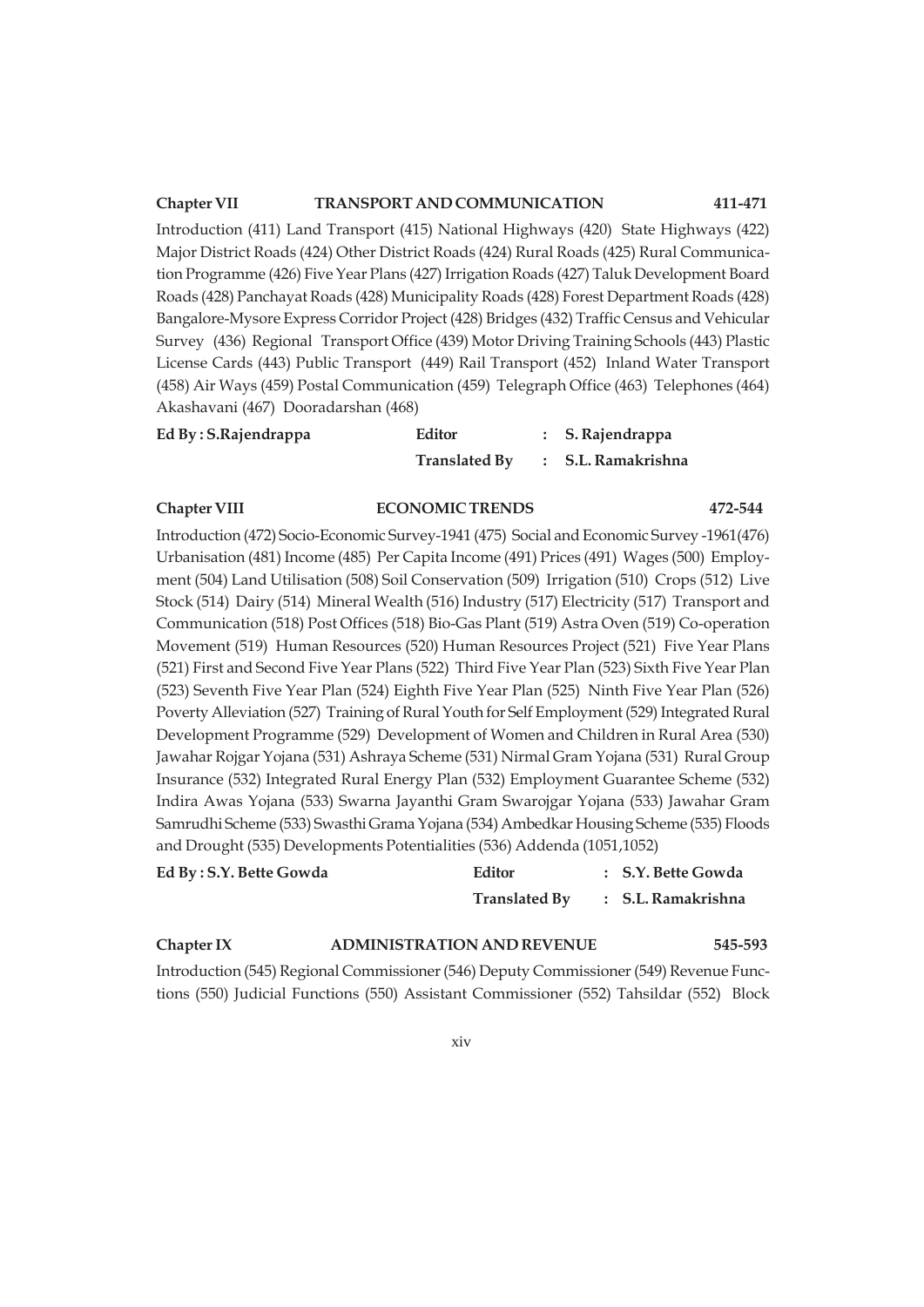**Chapter VII TRANSPORT AND COMMUNICATION 411-471**

Introduction (411) Land Transport (415) National Highways (420) State Highways (422) Major District Roads (424) Other District Roads (424) Rural Roads (425) Rural Communication Programme (426) Five Year Plans (427) Irrigation Roads (427) Taluk Development Board Roads (428) Panchayat Roads (428) Municipality Roads (428) Forest Department Roads (428) Bangalore-Mysore Express Corridor Project (428) Bridges (432) Traffic Census and Vehicular Survey (436) Regional Transport Office (439) Motor Driving Training Schools (443) Plastic License Cards (443) Public Transport (449) Rail Transport (452) Inland Water Transport (458) Air Ways (459) Postal Communication (459) Telegraph Office (463) Telephones (464) Akashavani (467) Dooradarshan (468)

| **Ed By : S.Rajendrappa** | **Editor** | **: S. Rajendrappa** |
|---|---|---|
| | **Translated By** | **: S.L. Ramakrishna** |

**Chapter VIII ECONOMIC TRENDS 472-544**

Introduction (472) Socio-Economic Survey-1941 (475) Social and Economic Survey -1961(476) Urbanisation (481) Income (485) Per Capita Income (491) Prices (491) Wages (500) Employment (504) Land Utilisation (508) Soil Conservation (509) Irrigation (510) Crops (512) Live Stock (514) Dairy (514) Mineral Wealth (516) Industry (517) Electricity (517) Transport and Communication (518) Post Offices (518) Bio-Gas Plant (519) Astra Oven (519) Co-operation Movement (519) Human Resources (520) Human Resources Project (521) Five Year Plans (521) First and Second Five Year Plans (522) Third Five Year Plan (523) Sixth Five Year Plan (523) Seventh Five Year Plan (524) Eighth Five Year Plan (525) Ninth Five Year Plan (526) Poverty Alleviation (527) Training of Rural Youth for Self Employment (529) Integrated Rural Development Programme (529) Development of Women and Children in Rural Area (530) Jawahar Rojgar Yojana (531) Ashraya Scheme (531) Nirmal Gram Yojana (531) Rural Group Insurance (532) Integrated Rural Energy Plan (532) Employment Guarantee Scheme (532) Indira Awas Yojana (533) Swarna Jayanthi Gram Swarojgar Yojana (533) Jawahar Gram Samrudhi Scheme (533) Swasthi Grama Yojana (534) Ambedkar Housing Scheme (535) Floods and Drought (535) Developments Potentialities (536) Addenda (1051,1052)

| **Ed By : S.Y. Bette Gowda** | **Editor** | **: S.Y. Bette Gowda** |
|---|---|---|
| | **Translated By** | **: S.L. Ramakrishna** |

**Chapter IX ADMINISTRATION AND REVENUE 545-593**

Introduction (545) Regional Commissioner (546) Deputy Commissioner (549) Revenue Functions (550) Judicial Functions (550) Assistant Commissioner (552) Tahsildar (552) Block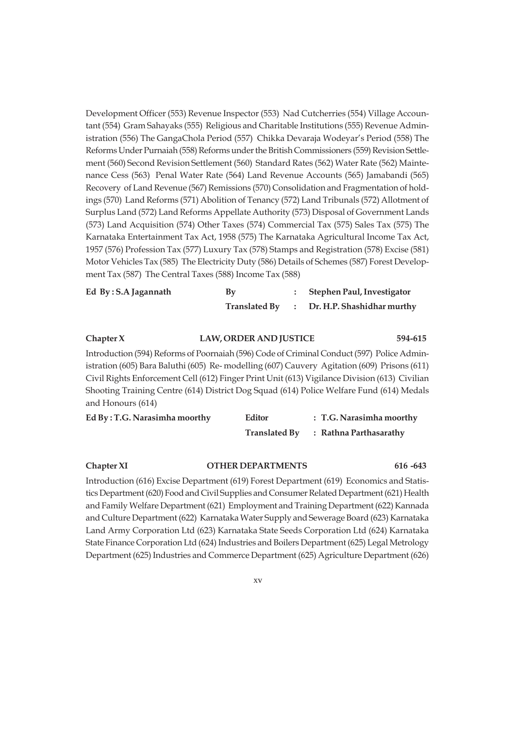Development Officer (553) Revenue Inspector (553) Nad Cutcherries (554) Village Accountant (554) Gram Sahayaks (555) Religious and Charitable Institutions (555) Revenue Administration (556) The GangaChola Period (557) Chikka Devaraja Wodeyar's Period (558) The Reforms Under Purnaiah (558) Reforms under the British Commissioners (559) Revision Settlement (560) Second Revision Settlement (560) Standard Rates (562) Water Rate (562) Maintenance Cess (563) Penal Water Rate (564) Land Revenue Accounts (565) Jamabandi (565) Recovery of Land Revenue (567) Remissions (570) Consolidation and Fragmentation of holdings (570) Land Reforms (571) Abolition of Tenancy (572) Land Tribunals (572) Allotment of Surplus Land (572) Land Reforms Appellate Authority (573) Disposal of Government Lands (573) Land Acquisition (574) Other Taxes (574) Commercial Tax (575) Sales Tax (575) The Karnataka Entertainment Tax Act, 1958 (575) The Karnataka Agricultural Income Tax Act, 1957 (576) Profession Tax (577) Luxury Tax (578) Stamps and Registration (578) Excise (581) Motor Vehicles Tax (585) The Electricity Duty (586) Details of Schemes (587) Forest Development Tax (587) The Central Taxes (588) Income Tax (588)

| **Ed By : S.A Jagannath** | **By** | **:** | **Stephen Paul, Investigator** |
|---|---|---|---|
| | **Translated By** | **:** | **Dr. H.P. Shashidhar murthy** |

**Chapter X** **LAW, ORDER AND JUSTICE** **594-615**

Introduction (594) Reforms of Poornaiah (596) Code of Criminal Conduct (597) Police Administration (605) Bara Baluthi (605) Re- modelling (607) Cauvery Agitation (609) Prisons (611) Civil Rights Enforcement Cell (612) Finger Print Unit (613) Vigilance Division (613) Civilian Shooting Training Centre (614) District Dog Squad (614) Police Welfare Fund (614) Medals and Honours (614)

| **Ed By : T.G. Narasimha moorthy** | **Editor** | **: T.G. Narasimha moorthy** |
|---|---|---|
| | **Translated By** | **: Rathna Parthasarathy** |

**Chapter XI** **OTHER DEPARTMENTS** **616 -643**

Introduction (616) Excise Department (619) Forest Department (619) Economics and Statistics Department (620) Food and Civil Supplies and Consumer Related Department (621) Health and Family Welfare Department (621) Employment and Training Department (622) Kannada and Culture Department (622) Karnataka Water Supply and Sewerage Board (623) Karnataka Land Army Corporation Ltd (623) Karnataka State Seeds Corporation Ltd (624) Karnataka State Finance Corporation Ltd (624) Industries and Boilers Department (625) Legal Metrology Department (625) Industries and Commerce Department (625) Agriculture Department (626)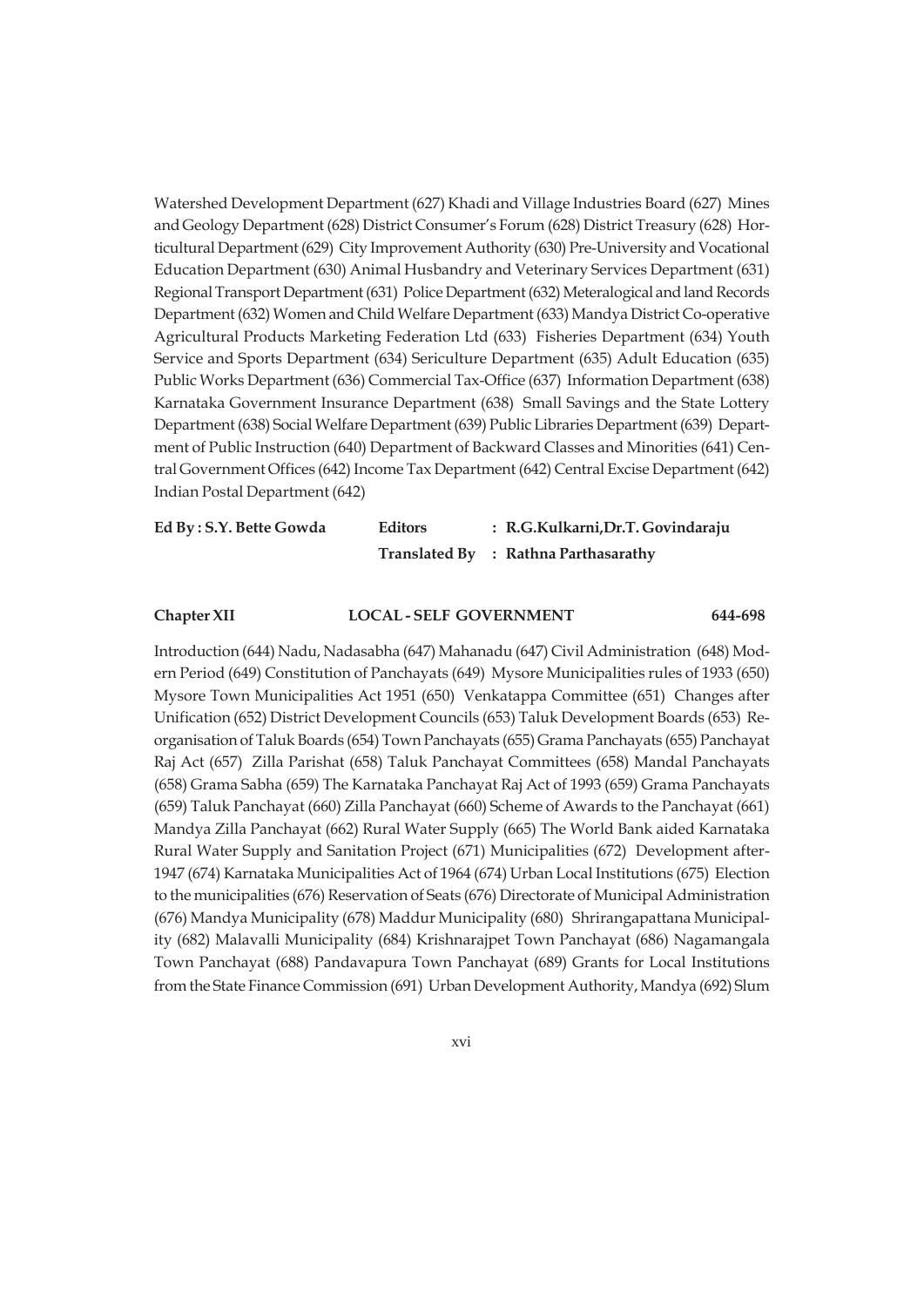Watershed Development Department (627) Khadi and Village Industries Board (627) Mines and Geology Department (628) District Consumer's Forum (628) District Treasury (628) Horticultural Department (629) City Improvement Authority (630) Pre-University and Vocational Education Department (630) Animal Husbandry and Veterinary Services Department (631) Regional Transport Department (631) Police Department (632) Meteralogical and land Records Department (632) Women and Child Welfare Department (633) Mandya District Co-operative Agricultural Products Marketing Federation Ltd (633) Fisheries Department (634) Youth Service and Sports Department (634) Sericulture Department (635) Adult Education (635) Public Works Department (636) Commercial Tax-Office (637) Information Department (638) Karnataka Government Insurance Department (638) Small Savings and the State Lottery Department (638) Social Welfare Department (639) Public Libraries Department (639) Department of Public Instruction (640) Department of Backward Classes and Minorities (641) Central Government Offices (642) Income Tax Department (642) Central Excise Department (642) Indian Postal Department (642)

**Ed By : S.Y. Bette Gowda** **Editors : R.G.Kulkarni, Dr.T. Govindaraju**
**Translated By : Rathna Parthasarathy**

**Chapter XII LOCAL - SELF GOVERNMENT 644-698**

Introduction (644) Nadu, Nadasabha (647) Mahanadu (647) Civil Administration (648) Modern Period (649) Constitution of Panchayats (649) Mysore Municipalities rules of 1933 (650) Mysore Town Municipalities Act 1951 (650) Venkatappa Committee (651) Changes after Unification (652) District Development Councils (653) Taluk Development Boards (653) Reorganisation of Taluk Boards (654) Town Panchayats (655) Grama Panchayats (655) Panchayat Raj Act (657) Zilla Parishat (658) Taluk Panchayat Committees (658) Mandal Panchayats (658) Grama Sabha (659) The Karnataka Panchayat Raj Act of 1993 (659) Grama Panchayats (659) Taluk Panchayat (660) Zilla Panchayat (660) Scheme of Awards to the Panchayat (661) Mandya Zilla Panchayat (662) Rural Water Supply (665) The World Bank aided Karnataka Rural Water Supply and Sanitation Project (671) Municipalities (672) Development after-1947 (674) Karnataka Municipalities Act of 1964 (674) Urban Local Institutions (675) Election to the municipalities (676) Reservation of Seats (676) Directorate of Municipal Administration (676) Mandya Municipality (678) Maddur Municipality (680) Shrirangapattana Municipality (682) Malavalli Municipality (684) Krishnarajpet Town Panchayat (686) Nagamangala Town Panchayat (688) Pandavapura Town Panchayat (689) Grants for Local Institutions from the State Finance Commission (691) Urban Development Authority, Mandya (692) Slum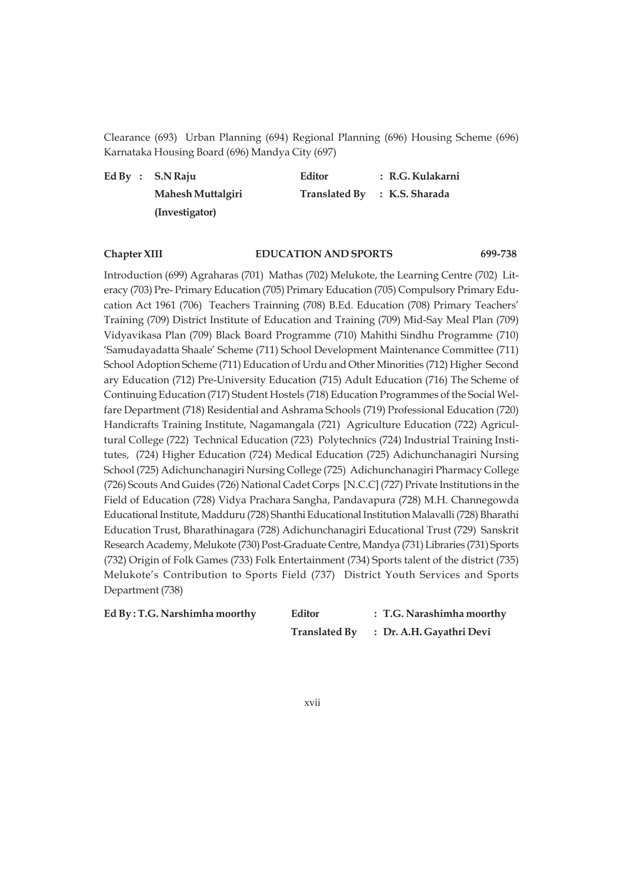Clearance (693) Urban Planning (694) Regional Planning (696) Housing Scheme (696) Karnataka Housing Board (696) Mandya City (697)

| **Ed By :** | **S.N Raju** | **Editor** | **: R.G. Kulakarni** |
|---|---|---|---|
| | **Mahesh Muttalgiri** | **Translated By** | **: K.S. Sharada** |
| | **(Investigator)** | | |

**Chapter XIII EDUCATION AND SPORTS 699-738**

Introduction (699) Agraharas (701) Mathas (702) Melukote, the Learning Centre (702) Literacy (703) Pre- Primary Education (705) Primary Education (705) Compulsory Primary Education Act 1961 (706) Teachers Trainning (708) B.Ed. Education (708) Primary Teachers' Training (709) District Institute of Education and Training (709) Mid-Say Meal Plan (709) Vidyavikasa Plan (709) Black Board Programme (710) Mahithi Sindhu Programme (710) 'Samudayadatta Shaale' Scheme (711) School Development Maintenance Committee (711) School Adoption Scheme (711) Education of Urdu and Other Minorities (712) Higher Second ary Education (712) Pre-University Education (715) Adult Education (716) The Scheme of Continuing Education (717) Student Hostels (718) Education Programmes of the Social Welfare Department (718) Residential and Ashrama Schools (719) Professional Education (720) Handicrafts Training Institute, Nagamangala (721) Agriculture Education (722) Agricultural College (722) Technical Education (723) Polytechnics (724) Industrial Training Institutes, (724) Higher Education (724) Medical Education (725) Adichunchanagiri Nursing School (725) Adichunchanagiri Nursing College (725) Adichunchanagiri Pharmacy College (726) Scouts And Guides (726) National Cadet Corps [N.C.C] (727) Private Institutions in the Field of Education (728) Vidya Prachara Sangha, Pandavapura (728) M.H. Channegowda Educational Institute, Madduru (728) Shanthi Educational Institution Malavalli (728) Bharathi Education Trust, Bharathinagara (728) Adichunchanagiri Educational Trust (729) Sanskrit Research Academy, Melukote (730) Post-Graduate Centre, Mandya (731) Libraries (731) Sports (732) Origin of Folk Games (733) Folk Entertainment (734) Sports talent of the district (735) Melukote's Contribution to Sports Field (737) District Youth Services and Sports Department (738)

| **Ed By : T.G. Narshimha moorthy** | **Editor** | **: T.G. Narashimha moorthy** |
|---|---|---|
| | **Translated By** | **: Dr. A.H. Gayathri Devi** |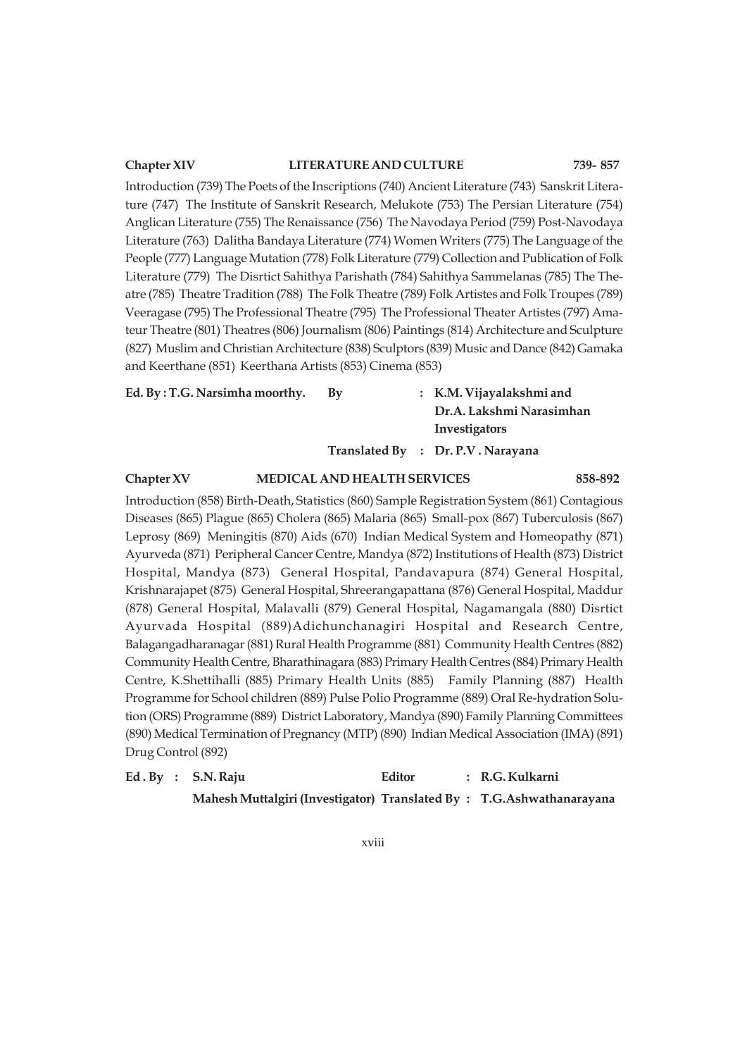**Chapter XIV** **LITERATURE AND CULTURE** **739- 857**

Introduction (739) The Poets of the Inscriptions (740) Ancient Literature (743) Sanskrit Literature (747) The Institute of Sanskrit Research, Melukote (753) The Persian Literature (754) Anglican Literature (755) The Renaissance (756) The Navodaya Period (759) Post-Navodaya Literature (763) Dalitha Bandaya Literature (774) Women Writers (775) The Language of the People (777) Language Mutation (778) Folk Literature (779) Collection and Publication of Folk Literature (779) The Disrtict Sahithya Parishath (784) Sahithya Sammelanas (785) The Theatre (785) Theatre Tradition (788) The Folk Theatre (789) Folk Artistes and Folk Troupes (789) Veeragase (795) The Professional Theatre (795) The Professional Theater Artistes (797) Amateur Theatre (801) Theatres (806) Journalism (806) Paintings (814) Architecture and Sculpture (827) Muslim and Christian Architecture (838) Sculptors (839) Music and Dance (842) Gamaka and Keerthane (851) Keerthana Artists (853) Cinema (853)

**Ed. By : T.G. Narsimha moorthy.** **By** **: K.M. Vijayalakshmi and Dr.A. Lakshmi Narasimhan Investigators**

**Translated By : Dr. P.V . Narayana**

**Chapter XV** **MEDICAL AND HEALTH SERVICES** **858-892**

Introduction (858) Birth-Death, Statistics (860) Sample Registration System (861) Contagious Diseases (865) Plague (865) Cholera (865) Malaria (865) Small-pox (867) Tuberculosis (867) Leprosy (869) Meningitis (870) Aids (670) Indian Medical System and Homeopathy (871) Ayurveda (871) Peripheral Cancer Centre, Mandya (872) Institutions of Health (873) District Hospital, Mandya (873) General Hospital, Pandavapura (874) General Hospital, Krishnarajapet (875) General Hospital, Shreerangapattana (876) General Hospital, Maddur (878) General Hospital, Malavalli (879) General Hospital, Nagamangala (880) Disrtict Ayurvada Hospital (889)Adichunchanagiri Hospital and Research Centre, Balagangadharanagar (881) Rural Health Programme (881) Community Health Centres (882) Community Health Centre, Bharathinagara (883) Primary Health Centres (884) Primary Health Centre, K.Shettihalli (885) Primary Health Units (885) Family Planning (887) Health Programme for School children (889) Pulse Polio Programme (889) Oral Re-hydration Solution (ORS) Programme (889) District Laboratory, Mandya (890) Family Planning Committees (890) Medical Termination of Pregnancy (MTP) (890) Indian Medical Association (IMA) (891) Drug Control (892)

**Ed . By : S.N. Raju** **Editor : R.G. Kulkarni**

**Mahesh Muttalgiri (Investigator) Translated By : T.G.Ashwathanarayana**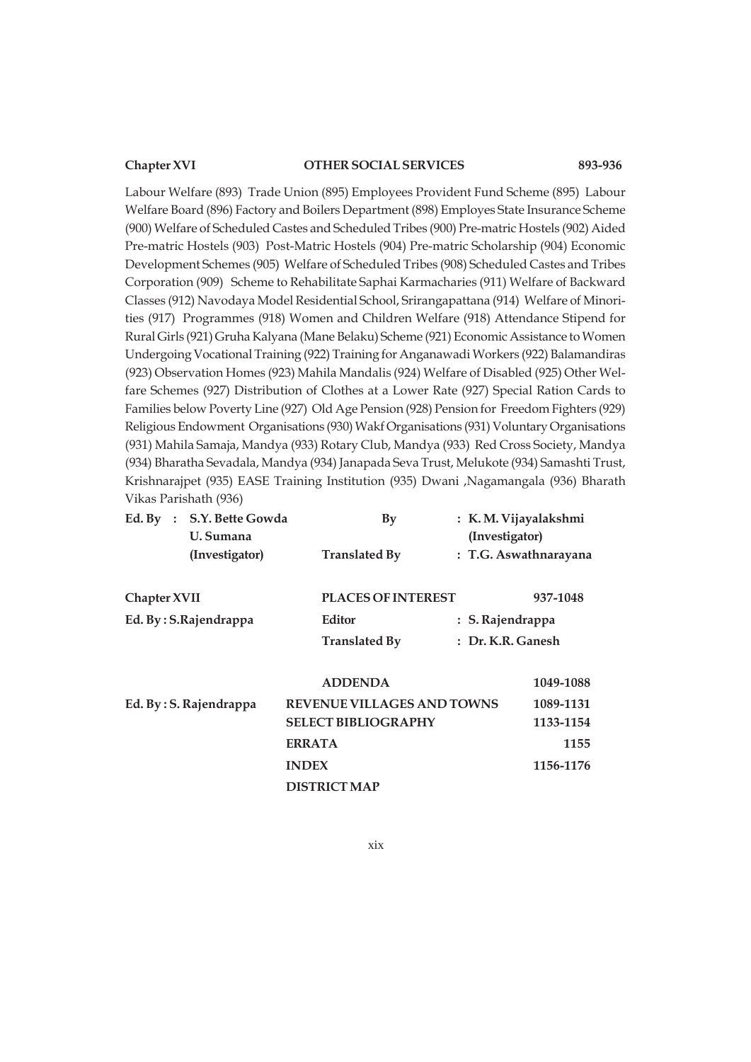**Chapter XVI** **OTHER SOCIAL SERVICES** **893-936**

Labour Welfare (893) Trade Union (895) Employees Provident Fund Scheme (895) Labour Welfare Board (896) Factory and Boilers Department (898) Employes State Insurance Scheme (900) Welfare of Scheduled Castes and Scheduled Tribes (900) Pre-matric Hostels (902) Aided Pre-matric Hostels (903) Post-Matric Hostels (904) Pre-matric Scholarship (904) Economic Development Schemes (905) Welfare of Scheduled Tribes (908) Scheduled Castes and Tribes Corporation (909) Scheme to Rehabilitate Saphai Karmacharies (911) Welfare of Backward Classes (912) Navodaya Model Residential School, Srirangapattana (914) Welfare of Minorities (917) Programmes (918) Women and Children Welfare (918) Attendance Stipend for Rural Girls (921) Gruha Kalyana (Mane Belaku) Scheme (921) Economic Assistance to Women Undergoing Vocational Training (922) Training for Anganawadi Workers (922) Balamandiras (923) Observation Homes (923) Mahila Mandalis (924) Welfare of Disabled (925) Other Welfare Schemes (927) Distribution of Clothes at a Lower Rate (927) Special Ration Cards to Families below Poverty Line (927) Old Age Pension (928) Pension for Freedom Fighters (929) Religious Endowment Organisations (930) Wakf Organisations (931) Voluntary Organisations (931) Mahila Samaja, Mandya (933) Rotary Club, Mandya (933) Red Cross Society, Mandya (934) Bharatha Sevadala, Mandya (934) Janapada Seva Trust, Melukote (934) Samashti Trust, Krishnarajpet (935) EASE Training Institution (935) Dwani ,Nagamangala (936) Bharath Vikas Parishath (936)

| | | |
|---|---|---|
| **Ed. By : S.Y. Bette Gowda** | **By** | **: K. M. Vijayalakshmi** |
| **U. Sumana** | | **(Investigator)** |
| **(Investigator)** | **Translated By** | **: T.G. Aswathnarayana** |

| | | |
|---|---|---|
| **Chapter XVII** | **PLACES OF INTEREST** | **937-1048** |
| **Ed. By : S.Rajendrappa** | **Editor** | **: S. Rajendrappa** |
| | **Translated By** | **: Dr. K.R. Ganesh** |

| | | |
|---|---|---|
| | **ADDENDA** | **1049-1088** |
| **Ed. By : S. Rajendrappa** | **REVENUE VILLAGES AND TOWNS** | **1089-1131** |
| | **SELECT BIBLIOGRAPHY** | **1133-1154** |
| | **ERRATA** | **1155** |
| | **INDEX** | **1156-1176** |
| | **DISTRICT MAP** | |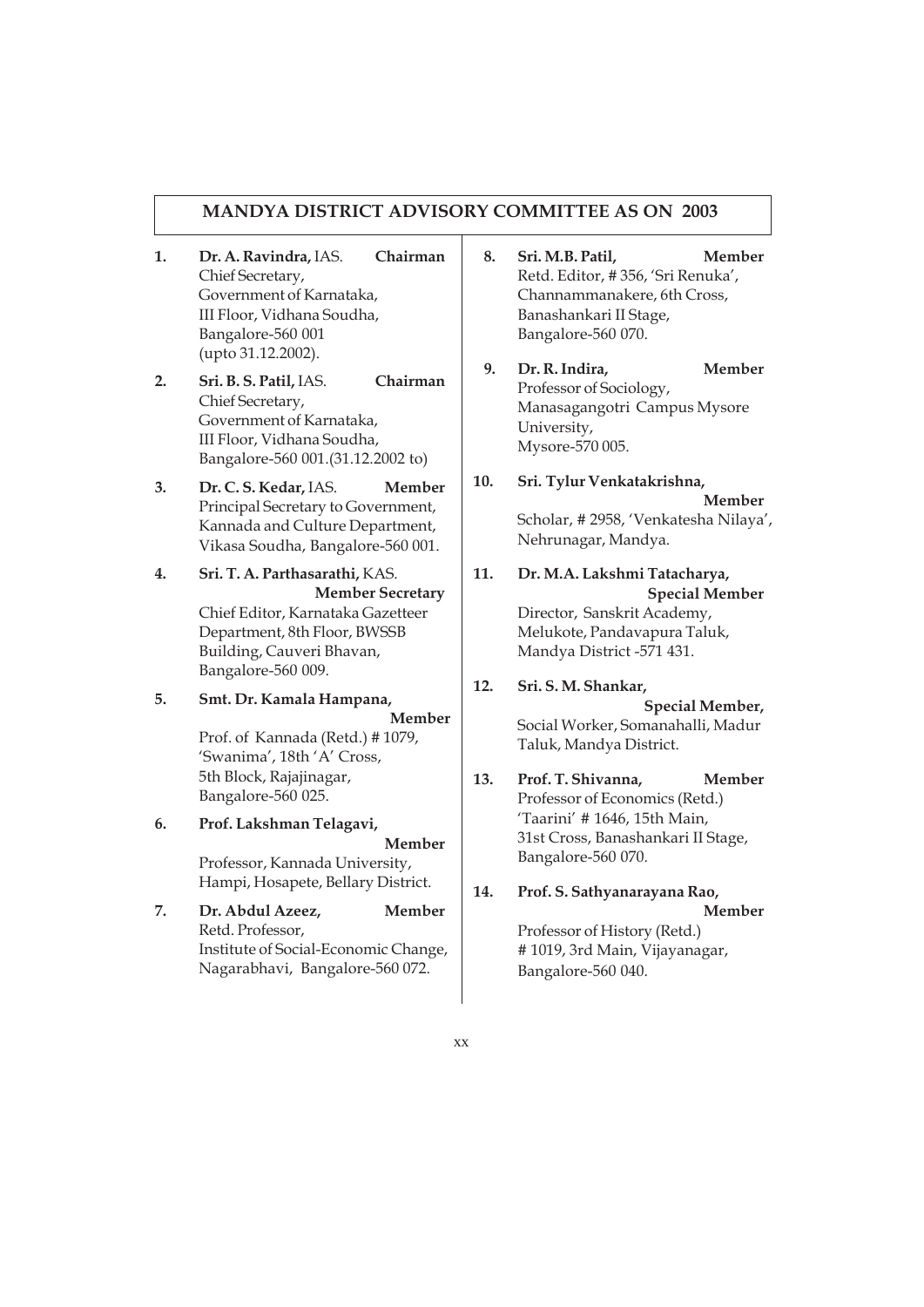## MANDYA DISTRICT ADVISORY COMMITTEE AS ON 2003

1. **Dr. A. Ravindra,** IAS. **Chairman**
   Chief Secretary,
   Government of Karnataka,
   III Floor, Vidhana Soudha,
   Bangalore-560 001
   (upto 31.12.2002).

2. **Sri. B. S. Patil,** IAS. **Chairman**
   Chief Secretary,
   Government of Karnataka,
   III Floor, Vidhana Soudha,
   Bangalore-560 001.(31.12.2002 to)

3. **Dr. C. S. Kedar,** IAS. **Member**
   Principal Secretary to Government,
   Kannada and Culture Department,
   Vikasa Soudha, Bangalore-560 001.

4. **Sri. T. A. Parthasarathi,** KAS. **Member Secretary**
   Chief Editor, Karnataka Gazetteer
   Department, 8th Floor, BWSSB
   Building, Cauveri Bhavan,
   Bangalore-560 009.

5. **Smt. Dr. Kamala Hampana,** **Member**
   Prof. of Kannada (Retd.) # 1079,
   'Swanima', 18th 'A' Cross,
   5th Block, Rajajinagar,
   Bangalore-560 025.

6. **Prof. Lakshman Telagavi,** **Member**
   Professor, Kannada University,
   Hampi, Hosapete, Bellary District.

7. **Dr. Abdul Azeez,** **Member**
   Retd. Professor,
   Institute of Social-Economic Change,
   Nagarabhavi, Bangalore-560 072.

8. **Sri. M.B. Patil,** **Member**
   Retd. Editor, # 356, 'Sri Renuka',
   Channammanakere, 6th Cross,
   Banashankari II Stage,
   Bangalore-560 070.

9. **Dr. R. Indira,** **Member**
   Professor of Sociology,
   Manasagangotri Campus Mysore
   University,
   Mysore-570 005.

10. **Sri. Tylur Venkatakrishna,** **Member**
    Scholar, # 2958, 'Venkatesha Nilaya',
    Nehrunagar, Mandya.

11. **Dr. M.A. Lakshmi Tatacharya,** **Special Member**
    Director, Sanskrit Academy,
    Melukote, Pandavapura Taluk,
    Mandya District -571 431.

12. **Sri. S. M. Shankar,** **Special Member,**
    Social Worker, Somanahalli, Madur
    Taluk, Mandya District.

13. **Prof. T. Shivanna,** **Member**
    Professor of Economics (Retd.)
    'Taarini' # 1646, 15th Main,
    31st Cross, Banashankari II Stage,
    Bangalore-560 070.

14. **Prof. S. Sathyanarayana Rao,** **Member**
    Professor of History (Retd.)
    # 1019, 3rd Main, Vijayanagar,
    Bangalore-560 040.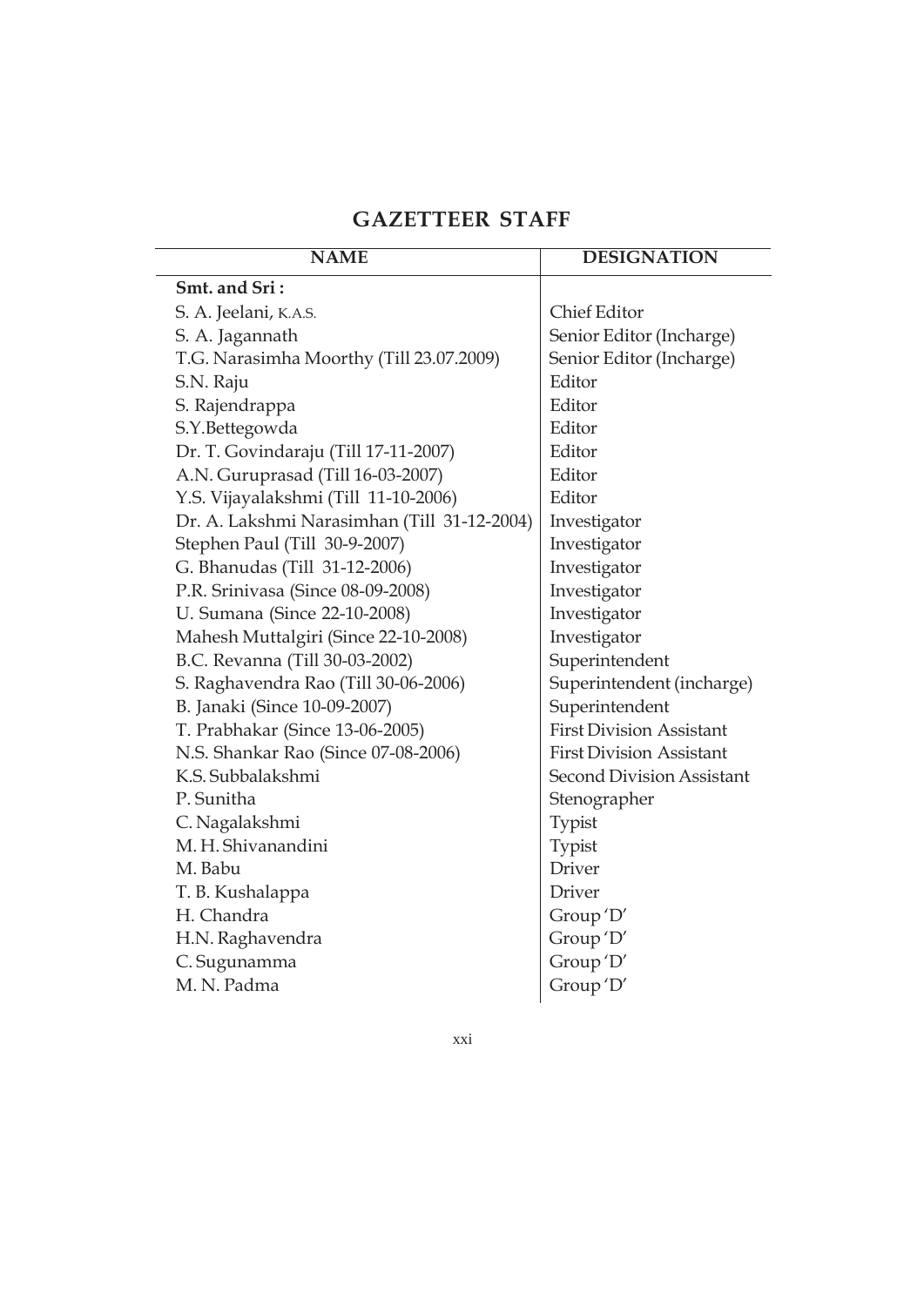# GAZETTEER STAFF

| NAME | DESIGNATION |
|---|---|
| **Smt. and Sri :** | |
| S. A. Jeelani, K.A.S. | Chief Editor |
| S. A. Jagannath | Senior Editor (Incharge) |
| T.G. Narasimha Moorthy (Till 23.07.2009) | Senior Editor (Incharge) |
| S.N. Raju | Editor |
| S. Rajendrappa | Editor |
| S.Y.Bettegowda | Editor |
| Dr. T. Govindaraju (Till 17-11-2007) | Editor |
| A.N. Guruprasad (Till 16-03-2007) | Editor |
| Y.S. Vijayalakshmi (Till 11-10-2006) | Editor |
| Dr. A. Lakshmi Narasimhan (Till 31-12-2004) | Investigator |
| Stephen Paul (Till 30-9-2007) | Investigator |
| G. Bhanudas (Till 31-12-2006) | Investigator |
| P.R. Srinivasa (Since 08-09-2008) | Investigator |
| U. Sumana (Since 22-10-2008) | Investigator |
| Mahesh Muttalgiri (Since 22-10-2008) | Investigator |
| B.C. Revanna (Till 30-03-2002) | Superintendent |
| S. Raghavendra Rao (Till 30-06-2006) | Superintendent (incharge) |
| B. Janaki (Since 10-09-2007) | Superintendent |
| T. Prabhakar (Since 13-06-2005) | First Division Assistant |
| N.S. Shankar Rao (Since 07-08-2006) | First Division Assistant |
| K.S. Subbalakshmi | Second Division Assistant |
| P. Sunitha | Stenographer |
| C. Nagalakshmi | Typist |
| M. H. Shivanandini | Typist |
| M. Babu | Driver |
| T. B. Kushalappa | Driver |
| H. Chandra | Group 'D' |
| H.N. Raghavendra | Group 'D' |
| C. Sugunamma | Group 'D' |
| M. N. Padma | Group 'D' |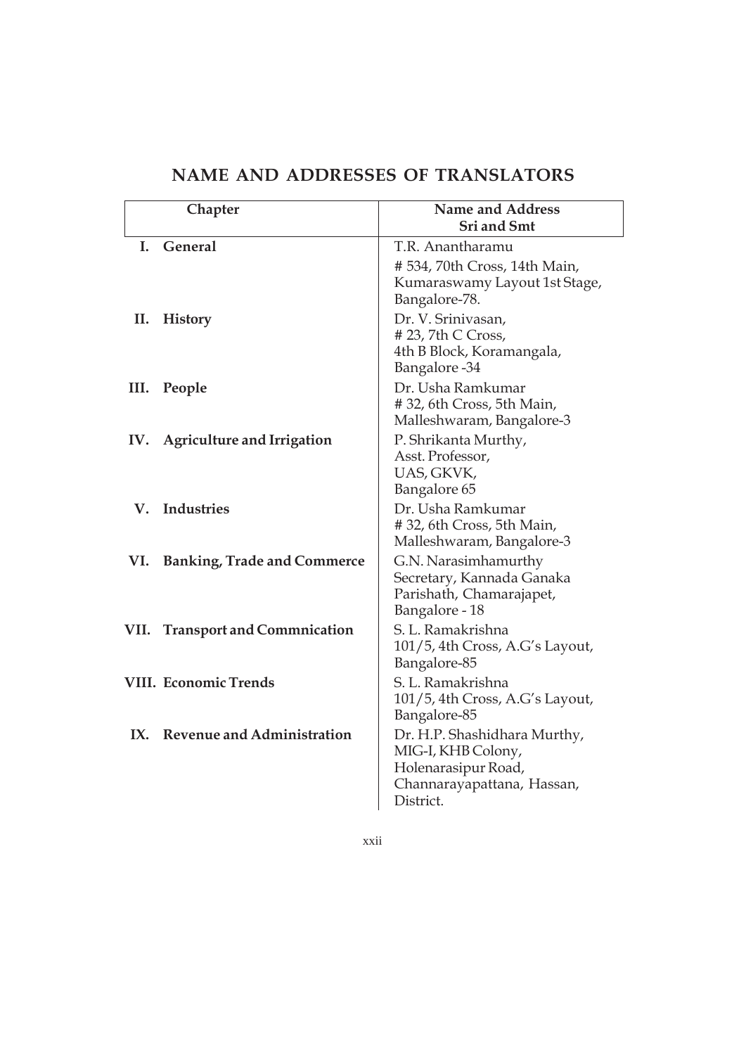# NAME AND ADDRESSES OF TRANSLATORS

| Chapter | Name and Address<br>Sri and Smt |
|---|---|
| **I. General** | T.R. Anantharamu<br># 534, 70th Cross, 14th Main, Kumaraswamy Layout 1st Stage, Bangalore-78. |
| **II. History** | Dr. V. Srinivasan, # 23, 7th C Cross, 4th B Block, Koramangala, Bangalore -34 |
| **III. People** | Dr. Usha Ramkumar # 32, 6th Cross, 5th Main, Malleshwaram, Bangalore-3 |
| **IV. Agriculture and Irrigation** | P. Shrikanta Murthy, Asst. Professor, UAS, GKVK, Bangalore 65 |
| **V. Industries** | Dr. Usha Ramkumar # 32, 6th Cross, 5th Main, Malleshwaram, Bangalore-3 |
| **VI. Banking, Trade and Commerce** | G.N. Narasimhamurthy Secretary, Kannada Ganaka Parishath, Chamarajapet, Bangalore - 18 |
| **VII. Transport and Commnication** | S. L. Ramakrishna 101/5, 4th Cross, A.G's Layout, Bangalore-85 |
| **VIII. Economic Trends** | S. L. Ramakrishna 101/5, 4th Cross, A.G's Layout, Bangalore-85 |
| **IX. Revenue and Administration** | Dr. H.P. Shashidhara Murthy, MIG-I, KHB Colony, Holenarasipur Road, Channarayapattana, Hassan, District. |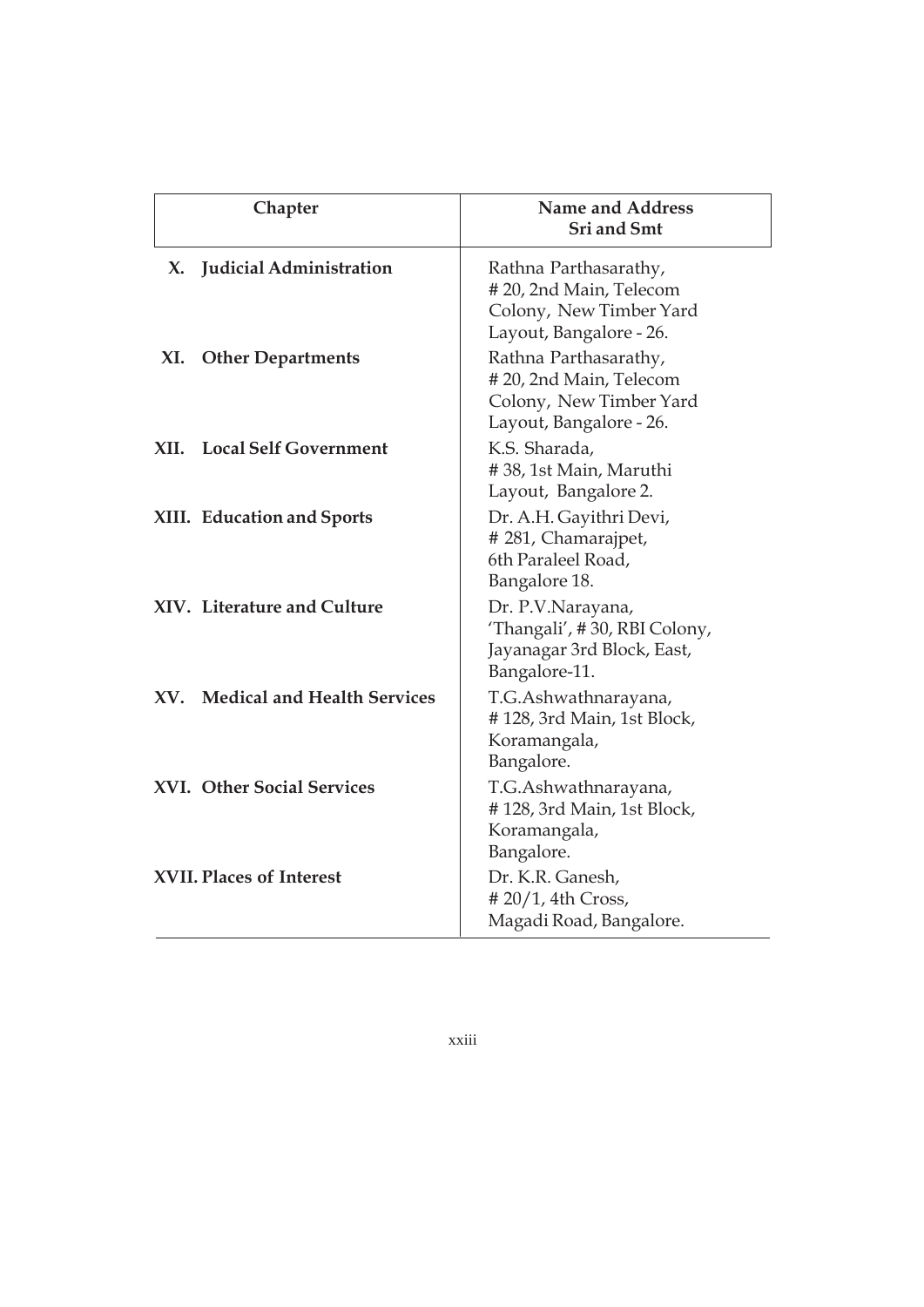| Chapter | Name and Address<br>Sri and Smt |
|---|---|
| **X. Judicial Administration** | Rathna Parthasarathy, # 20, 2nd Main, Telecom Colony, New Timber Yard Layout, Bangalore - 26. |
| **XI. Other Departments** | Rathna Parthasarathy, # 20, 2nd Main, Telecom Colony, New Timber Yard Layout, Bangalore - 26. |
| **XII. Local Self Government** | K.S. Sharada, # 38, 1st Main, Maruthi Layout, Bangalore 2. |
| **XIII. Education and Sports** | Dr. A.H. Gayithri Devi, # 281, Chamarajpet, 6th Paraleel Road, Bangalore 18. |
| **XIV. Literature and Culture** | Dr. P.V.Narayana, 'Thangali', # 30, RBI Colony, Jayanagar 3rd Block, East, Bangalore-11. |
| **XV. Medical and Health Services** | T.G.Ashwathnarayana, # 128, 3rd Main, 1st Block, Koramangala, Bangalore. |
| **XVI. Other Social Services** | T.G.Ashwathnarayana, # 128, 3rd Main, 1st Block, Koramangala, Bangalore. |
| **XVII. Places of Interest** | Dr. K.R. Ganesh, # 20/1, 4th Cross, Magadi Road, Bangalore. |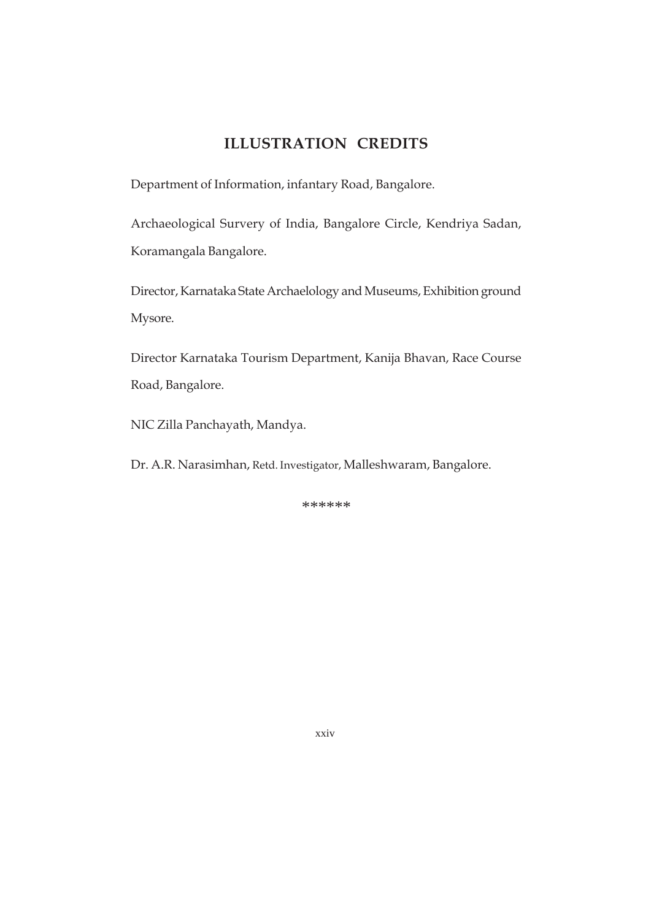## ILLUSTRATION CREDITS

Department of Information, infantary Road, Bangalore.

Archaeological Survery of India, Bangalore Circle, Kendriya Sadan, Koramangala Bangalore.

Director, Karnataka State Archaelology and Museums, Exhibition ground Mysore.

Director Karnataka Tourism Department, Kanija Bhavan, Race Course Road, Bangalore.

NIC Zilla Panchayath, Mandya.

Dr. A.R. Narasimhan, Retd. Investigator, Malleshwaram, Bangalore.

******